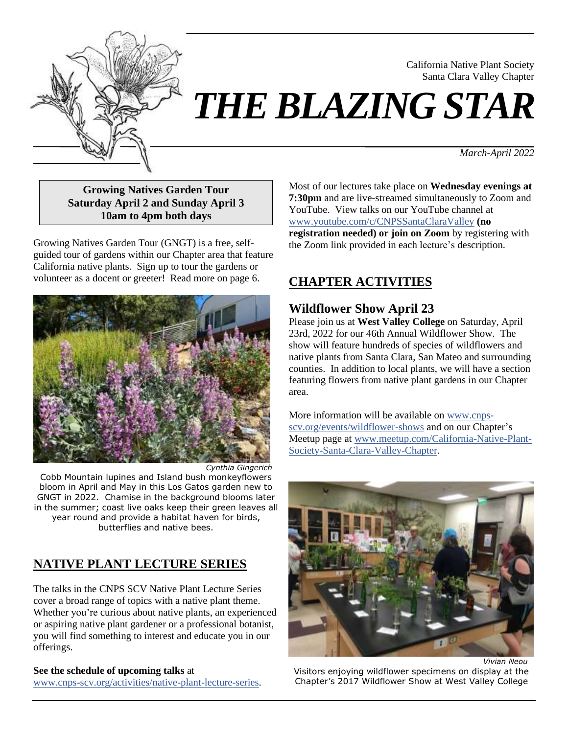California Native Plant Society
Santa Clara Valley Chapter

# *THE BLAZING STAR*

*March-April 2022*

**Growing Natives Garden Tour**
**Saturday April 2 and Sunday April 3**
**10am to 4pm both days**

Growing Natives Garden Tour (GNGT) is a free, self-guided tour of gardens within our Chapter area that feature California native plants. Sign up to tour the gardens or volunteer as a docent or greeter! Read more on page 6.

*Cynthia Gingerich*

Cobb Mountain lupines and Island bush monkeyflowers bloom in April and May in this Los Gatos garden new to GNGT in 2022. Chamise in the background blooms later in the summer; coast live oaks keep their green leaves all year round and provide a habitat haven for birds, butterflies and native bees.

## NATIVE PLANT LECTURE SERIES

The talks in the CNPS SCV Native Plant Lecture Series cover a broad range of topics with a native plant theme. Whether you're curious about native plants, an experienced or aspiring native plant gardener or a professional botanist, you will find something to interest and educate you in our offerings.

**See the schedule of upcoming talks** at www.cnps-scv.org/activities/native-plant-lecture-series.

Most of our lectures take place on **Wednesday evenings at 7:30pm** and are live-streamed simultaneously to Zoom and YouTube. View talks on our YouTube channel at www.youtube.com/c/CNPSSantaClaraValley **(no registration needed) or join on Zoom** by registering with the Zoom link provided in each lecture's description.

## CHAPTER ACTIVITIES

### Wildflower Show April 23

Please join us at **West Valley College** on Saturday, April 23rd, 2022 for our 46th Annual Wildflower Show. The show will feature hundreds of species of wildflowers and native plants from Santa Clara, San Mateo and surrounding counties. In addition to local plants, we will have a section featuring flowers from native plant gardens in our Chapter area.

More information will be available on www.cnps-scv.org/events/wildflower-shows and on our Chapter's Meetup page at www.meetup.com/California-Native-Plant-Society-Santa-Clara-Valley-Chapter.

*Vivian Neou*

Visitors enjoying wildflower specimens on display at the Chapter's 2017 Wildflower Show at West Valley College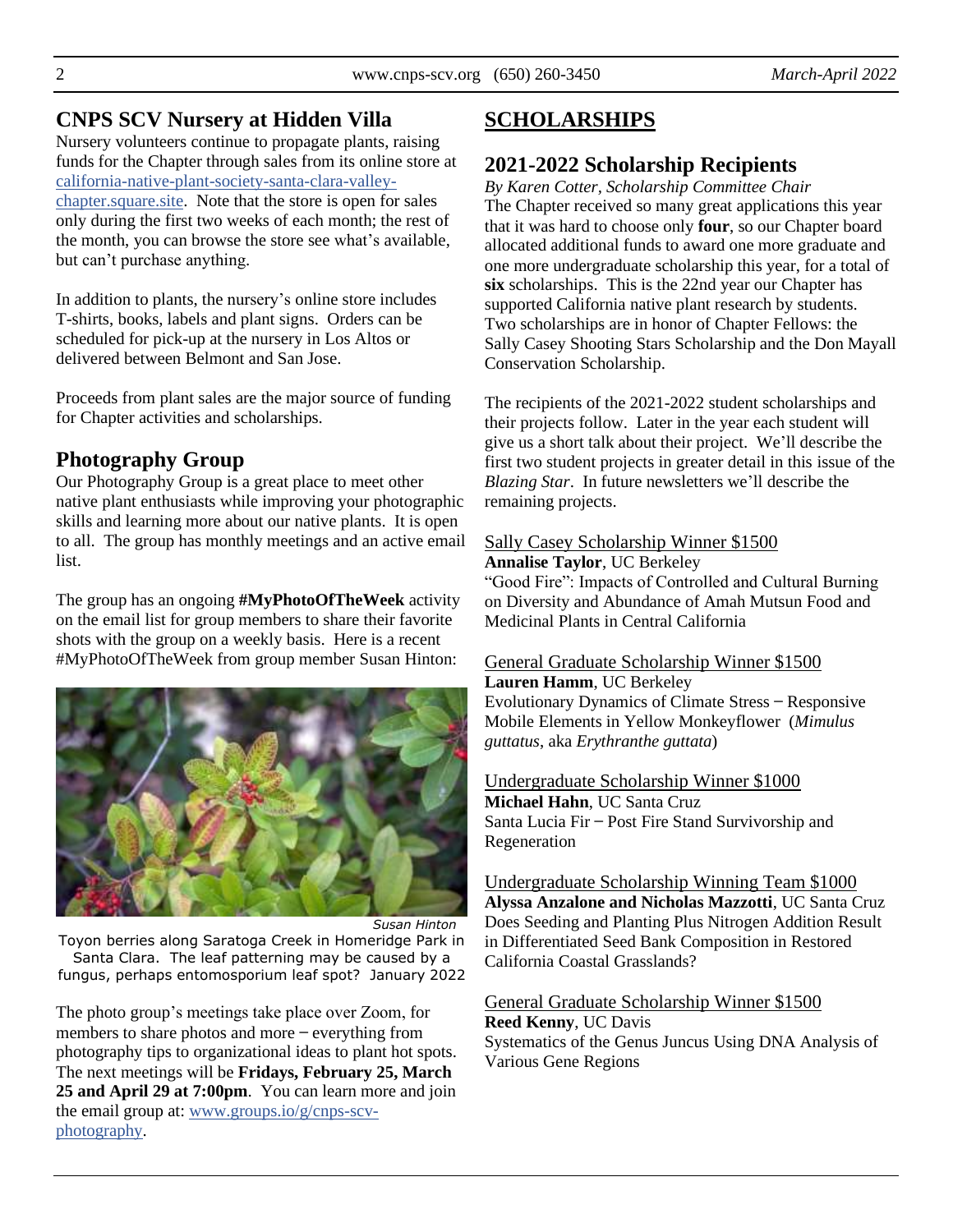## CNPS SCV Nursery at Hidden Villa

Nursery volunteers continue to propagate plants, raising funds for the Chapter through sales from its online store at [california-native-plant-society-santa-clara-valley-chapter.square.site](california-native-plant-society-santa-clara-valley-chapter.square.site). Note that the store is open for sales only during the first two weeks of each month; the rest of the month, you can browse the store see what's available, but can't purchase anything.

In addition to plants, the nursery's online store includes T-shirts, books, labels and plant signs. Orders can be scheduled for pick-up at the nursery in Los Altos or delivered between Belmont and San Jose.

Proceeds from plant sales are the major source of funding for Chapter activities and scholarships.

## Photography Group

Our Photography Group is a great place to meet other native plant enthusiasts while improving your photographic skills and learning more about our native plants. It is open to all. The group has monthly meetings and an active email list.

The group has an ongoing **#MyPhotoOfTheWeek** activity on the email list for group members to share their favorite shots with the group on a weekly basis. Here is a recent #MyPhotoOfTheWeek from group member Susan Hinton:

*Susan Hinton*

Toyon berries along Saratoga Creek in Homeridge Park in Santa Clara. The leaf patterning may be caused by a fungus, perhaps entomosporium leaf spot? January 2022

The photo group's meetings take place over Zoom, for members to share photos and more – everything from photography tips to organizational ideas to plant hot spots. The next meetings will be **Fridays, February 25, March 25 and April 29 at 7:00pm**. You can learn more and join the email group at: [www.groups.io/g/cnps-scv-photography](www.groups.io/g/cnps-scv-photography).

# SCHOLARSHIPS

## 2021-2022 Scholarship Recipients

*By Karen Cotter, Scholarship Committee Chair*

The Chapter received so many great applications this year that it was hard to choose only **four**, so our Chapter board allocated additional funds to award one more graduate and one more undergraduate scholarship this year, for a total of **six** scholarships. This is the 22nd year our Chapter has supported California native plant research by students. Two scholarships are in honor of Chapter Fellows: the Sally Casey Shooting Stars Scholarship and the Don Mayall Conservation Scholarship.

The recipients of the 2021-2022 student scholarships and their projects follow. Later in the year each student will give us a short talk about their project. We'll describe the first two student projects in greater detail in this issue of the *Blazing Star*. In future newsletters we'll describe the remaining projects.

Sally Casey Scholarship Winner $1500
**Annalise Taylor**, UC Berkeley
"Good Fire": Impacts of Controlled and Cultural Burning on Diversity and Abundance of Amah Mutsun Food and Medicinal Plants in Central California

General Graduate Scholarship Winner $1500
**Lauren Hamm**, UC Berkeley
Evolutionary Dynamics of Climate Stress – Responsive Mobile Elements in Yellow Monkeyflower (*Mimulus guttatus*, aka *Erythranthe guttata*)

Undergraduate Scholarship Winner $1000
**Michael Hahn**, UC Santa Cruz
Santa Lucia Fir – Post Fire Stand Survivorship and Regeneration

Undergraduate Scholarship Winning Team $1000
**Alyssa Anzalone and Nicholas Mazzotti**, UC Santa Cruz
Does Seeding and Planting Plus Nitrogen Addition Result in Differentiated Seed Bank Composition in Restored California Coastal Grasslands?

General Graduate Scholarship Winner $1500
**Reed Kenny**, UC Davis
Systematics of the Genus Juncus Using DNA Analysis of Various Gene Regions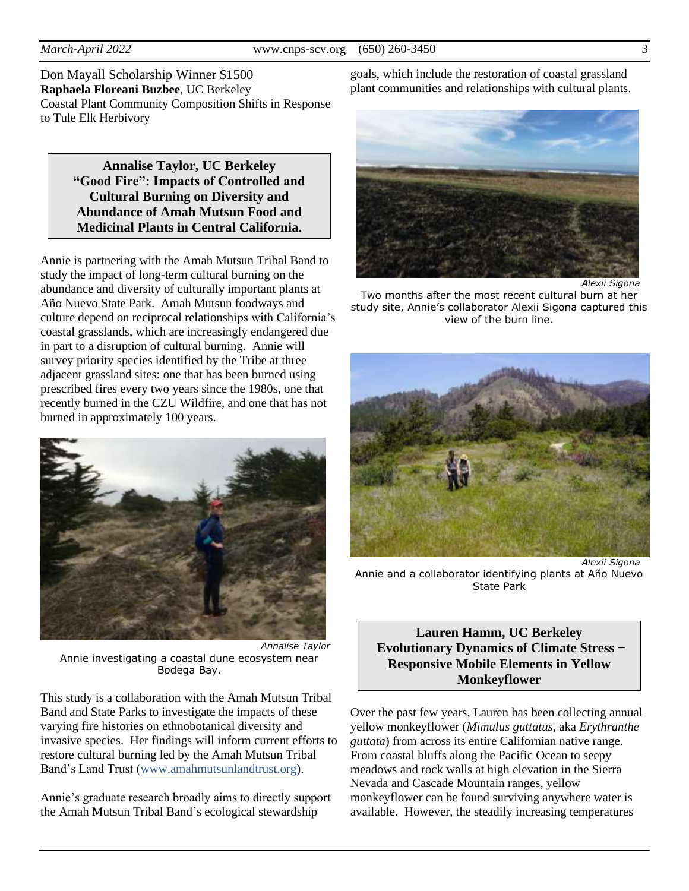Don Mayall Scholarship Winner $1500

**Raphaela Floreani Buzbee**, UC Berkeley

Coastal Plant Community Composition Shifts in Response to Tule Elk Herbivory

### Annalise Taylor, UC Berkeley "Good Fire": Impacts of Controlled and Cultural Burning on Diversity and Abundance of Amah Mutsun Food and Medicinal Plants in Central California.

Annie is partnering with the Amah Mutsun Tribal Band to study the impact of long-term cultural burning on the abundance and diversity of culturally important plants at Año Nuevo State Park. Amah Mutsun foodways and culture depend on reciprocal relationships with California's coastal grasslands, which are increasingly endangered due in part to a disruption of cultural burning. Annie will survey priority species identified by the Tribe at three adjacent grassland sites: one that has been burned using prescribed fires every two years since the 1980s, one that recently burned in the CZU Wildfire, and one that has not burned in approximately 100 years.

*Annalise Taylor*

Annie investigating a coastal dune ecosystem near Bodega Bay.

This study is a collaboration with the Amah Mutsun Tribal Band and State Parks to investigate the impacts of these varying fire histories on ethnobotanical diversity and invasive species. Her findings will inform current efforts to restore cultural burning led by the Amah Mutsun Tribal Band's Land Trust (www.amahmutsunlandtrust.org).

Annie's graduate research broadly aims to directly support the Amah Mutsun Tribal Band's ecological stewardship goals, which include the restoration of coastal grassland plant communities and relationships with cultural plants.

*Alexii Sigona*

Two months after the most recent cultural burn at her study site, Annie's collaborator Alexii Sigona captured this view of the burn line.

*Alexii Sigona*

Annie and a collaborator identifying plants at Año Nuevo State Park

### Lauren Hamm, UC Berkeley Evolutionary Dynamics of Climate Stress – Responsive Mobile Elements in Yellow Monkeyflower

Over the past few years, Lauren has been collecting annual yellow monkeyflower (*Mimulus guttatus*, aka *Erythranthe guttata*) from across its entire Californian native range. From coastal bluffs along the Pacific Ocean to seepy meadows and rock walls at high elevation in the Sierra Nevada and Cascade Mountain ranges, yellow monkeyflower can be found surviving anywhere water is available. However, the steadily increasing temperatures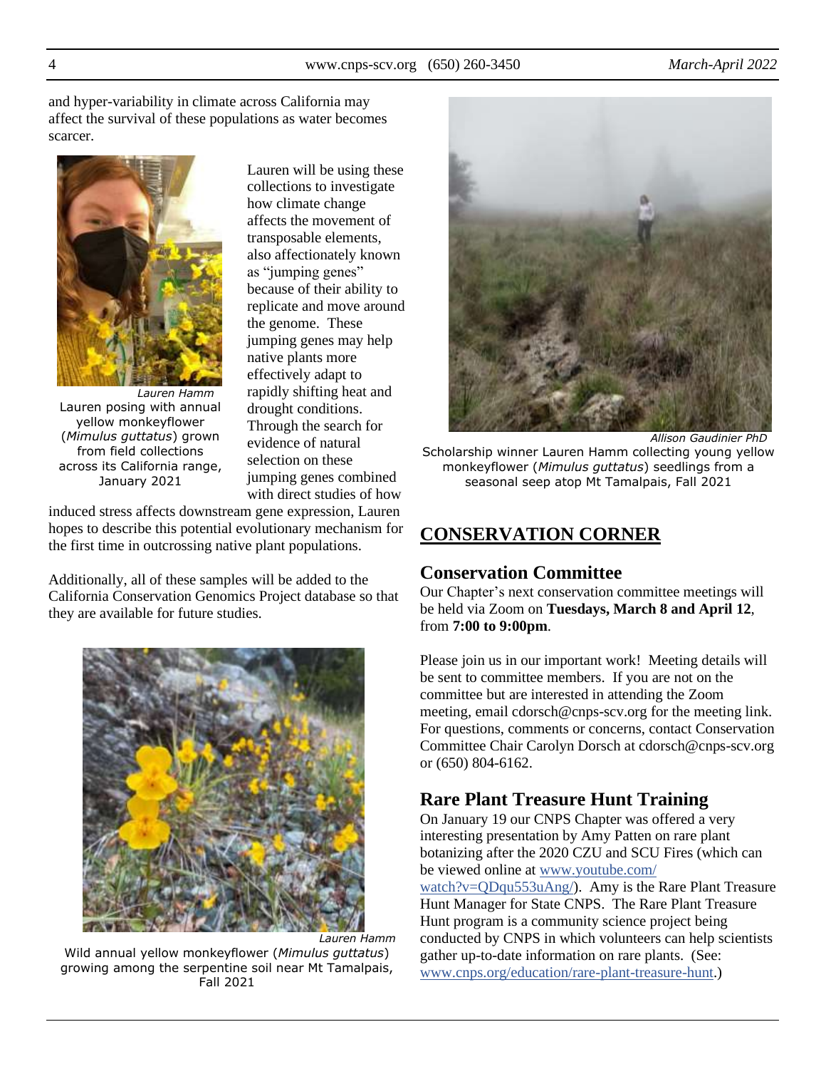and hyper-variability in climate across California may affect the survival of these populations as water becomes scarcer.

*Lauren Hamm*
Lauren posing with annual yellow monkeyflower (*Mimulus guttatus*) grown from field collections across its California range, January 2021

Lauren will be using these collections to investigate how climate change affects the movement of transposable elements, also affectionately known as "jumping genes" because of their ability to replicate and move around the genome. These jumping genes may help native plants more effectively adapt to rapidly shifting heat and drought conditions. Through the search for evidence of natural selection on these jumping genes combined with direct studies of how induced stress affects downstream gene expression, Lauren hopes to describe this potential evolutionary mechanism for the first time in outcrossing native plant populations.

Additionally, all of these samples will be added to the California Conservation Genomics Project database so that they are available for future studies.

*Lauren Hamm*
Wild annual yellow monkeyflower (*Mimulus guttatus*) growing among the serpentine soil near Mt Tamalpais, Fall 2021

*Allison Gaudinier PhD*
Scholarship winner Lauren Hamm collecting young yellow monkeyflower (*Mimulus guttatus*) seedlings from a seasonal seep atop Mt Tamalpais, Fall 2021

# CONSERVATION CORNER

## Conservation Committee

Our Chapter's next conservation committee meetings will be held via Zoom on **Tuesdays, March 8 and April 12**, from **7:00 to 9:00pm**.

Please join us in our important work! Meeting details will be sent to committee members. If you are not on the committee but are interested in attending the Zoom meeting, email cdorsch@cnps-scv.org for the meeting link. For questions, comments or concerns, contact Conservation Committee Chair Carolyn Dorsch at cdorsch@cnps-scv.org or (650) 804-6162.

## Rare Plant Treasure Hunt Training

On January 19 our CNPS Chapter was offered a very interesting presentation by Amy Patten on rare plant botanizing after the 2020 CZU and SCU Fires (which can be viewed online at [www.youtube.com/watch?v=QDqu553uAng/](www.youtube.com/watch?v=QDqu553uAng/)). Amy is the Rare Plant Treasure Hunt Manager for State CNPS. The Rare Plant Treasure Hunt program is a community science project being conducted by CNPS in which volunteers can help scientists gather up-to-date information on rare plants. (See: [www.cnps.org/education/rare-plant-treasure-hunt](www.cnps.org/education/rare-plant-treasure-hunt).)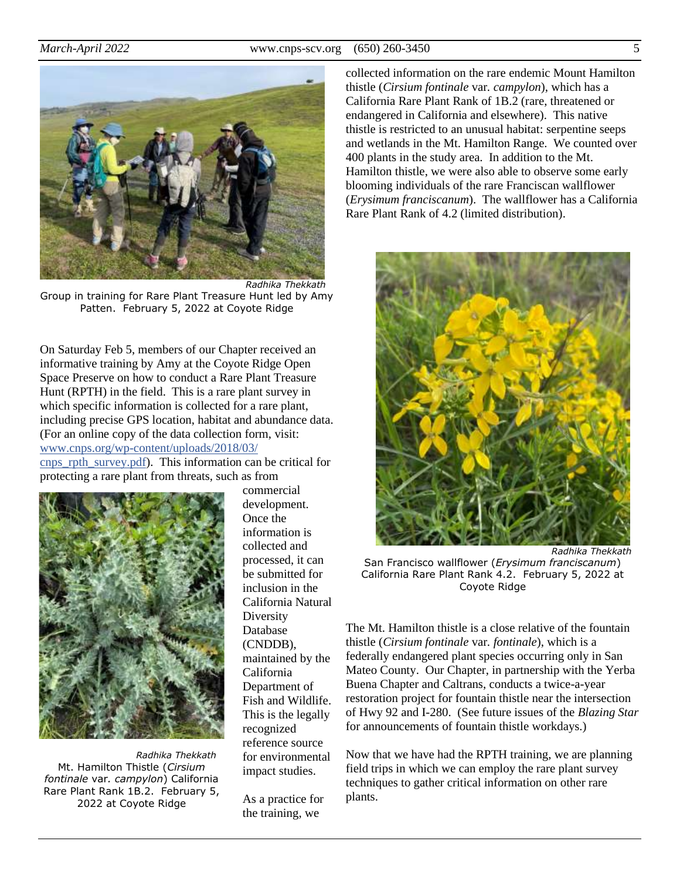Radhika Thekkath

Group in training for Rare Plant Treasure Hunt led by Amy Patten. February 5, 2022 at Coyote Ridge

On Saturday Feb 5, members of our Chapter received an informative training by Amy at the Coyote Ridge Open Space Preserve on how to conduct a Rare Plant Treasure Hunt (RPTH) in the field. This is a rare plant survey in which specific information is collected for a rare plant, including precise GPS location, habitat and abundance data. (For an online copy of the data collection form, visit: [www.cnps.org/wp-content/uploads/2018/03/cnps_rpth_survey.pdf](www.cnps.org/wp-content/uploads/2018/03/cnps_rpth_survey.pdf)). This information can be critical for protecting a rare plant from threats, such as from commercial development. Once the information is collected and processed, it can be submitted for inclusion in the California Natural Diversity Database (CNDDB), maintained by the California Department of Fish and Wildlife. This is the legally recognized reference source for environmental impact studies.

Radhika Thekkath

Mt. Hamilton Thistle (*Cirsium fontinale* var. *campylon*) California Rare Plant Rank 1B.2. February 5, 2022 at Coyote Ridge

As a practice for the training, we collected information on the rare endemic Mount Hamilton thistle (*Cirsium fontinale* var. *campylon*), which has a California Rare Plant Rank of 1B.2 (rare, threatened or endangered in California and elsewhere). This native thistle is restricted to an unusual habitat: serpentine seeps and wetlands in the Mt. Hamilton Range. We counted over 400 plants in the study area. In addition to the Mt. Hamilton thistle, we were also able to observe some early blooming individuals of the rare Franciscan wallflower (*Erysimum franciscanum*). The wallflower has a California Rare Plant Rank of 4.2 (limited distribution).

Radhika Thekkath

San Francisco wallflower (*Erysimum franciscanum*) California Rare Plant Rank 4.2. February 5, 2022 at Coyote Ridge

The Mt. Hamilton thistle is a close relative of the fountain thistle (*Cirsium fontinale* var. *fontinale*), which is a federally endangered plant species occurring only in San Mateo County. Our Chapter, in partnership with the Yerba Buena Chapter and Caltrans, conducts a twice-a-year restoration project for fountain thistle near the intersection of Hwy 92 and I-280. (See future issues of the *Blazing Star* for announcements of fountain thistle workdays.)

Now that we have had the RPTH training, we are planning field trips in which we can employ the rare plant survey techniques to gather critical information on other rare plants.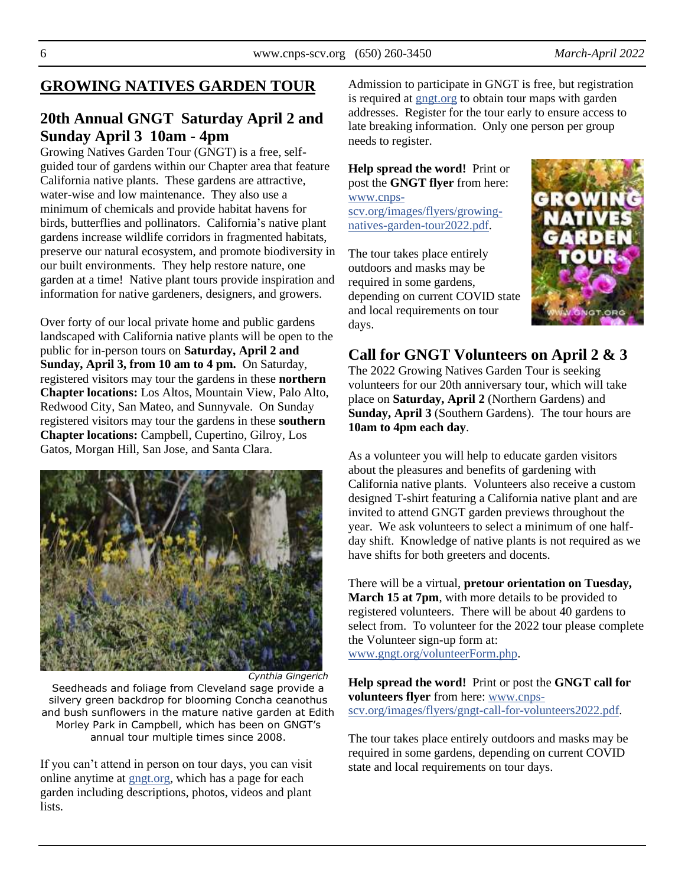## GROWING NATIVES GARDEN TOUR

### 20th Annual GNGT Saturday April 2 and Sunday April 3 10am - 4pm

Growing Natives Garden Tour (GNGT) is a free, self-guided tour of gardens within our Chapter area that feature California native plants. These gardens are attractive, water-wise and low maintenance. They also use a minimum of chemicals and provide habitat havens for birds, butterflies and pollinators. California's native plant gardens increase wildlife corridors in fragmented habitats, preserve our natural ecosystem, and promote biodiversity in our built environments. They help restore nature, one garden at a time! Native plant tours provide inspiration and information for native gardeners, designers, and growers.

Over forty of our local private home and public gardens landscaped with California native plants will be open to the public for in-person tours on **Saturday, April 2 and Sunday, April 3, from 10 am to 4 pm.** On Saturday, registered visitors may tour the gardens in these **northern Chapter locations:** Los Altos, Mountain View, Palo Alto, Redwood City, San Mateo, and Sunnyvale. On Sunday registered visitors may tour the gardens in these **southern Chapter locations:** Campbell, Cupertino, Gilroy, Los Gatos, Morgan Hill, San Jose, and Santa Clara.

*Cynthia Gingerich*

Seedheads and foliage from Cleveland sage provide a silvery green backdrop for blooming Concha ceanothus and bush sunflowers in the mature native garden at Edith Morley Park in Campbell, which has been on GNGT's annual tour multiple times since 2008.

If you can't attend in person on tour days, you can visit online anytime at gngt.org, which has a page for each garden including descriptions, photos, videos and plant lists.

Admission to participate in GNGT is free, but registration is required at gngt.org to obtain tour maps with garden addresses. Register for the tour early to ensure access to late breaking information. Only one person per group needs to register.

**Help spread the word!** Print or post the **GNGT flyer** from here: www.cnps-scv.org/images/flyers/growing-natives-garden-tour2022.pdf.

The tour takes place entirely outdoors and masks may be required in some gardens, depending on current COVID state and local requirements on tour days.

### Call for GNGT Volunteers on April 2 & 3

The 2022 Growing Natives Garden Tour is seeking volunteers for our 20th anniversary tour, which will take place on **Saturday, April 2** (Northern Gardens) and **Sunday, April 3** (Southern Gardens). The tour hours are **10am to 4pm each day**.

As a volunteer you will help to educate garden visitors about the pleasures and benefits of gardening with California native plants. Volunteers also receive a custom designed T-shirt featuring a California native plant and are invited to attend GNGT garden previews throughout the year. We ask volunteers to select a minimum of one half-day shift. Knowledge of native plants is not required as we have shifts for both greeters and docents.

There will be a virtual, **pretour orientation on Tuesday, March 15 at 7pm**, with more details to be provided to registered volunteers. There will be about 40 gardens to select from. To volunteer for the 2022 tour please complete the Volunteer sign-up form at: www.gngt.org/volunteerForm.php.

**Help spread the word!** Print or post the **GNGT call for volunteers flyer** from here: www.cnps-scv.org/images/flyers/gngt-call-for-volunteers2022.pdf.

The tour takes place entirely outdoors and masks may be required in some gardens, depending on current COVID state and local requirements on tour days.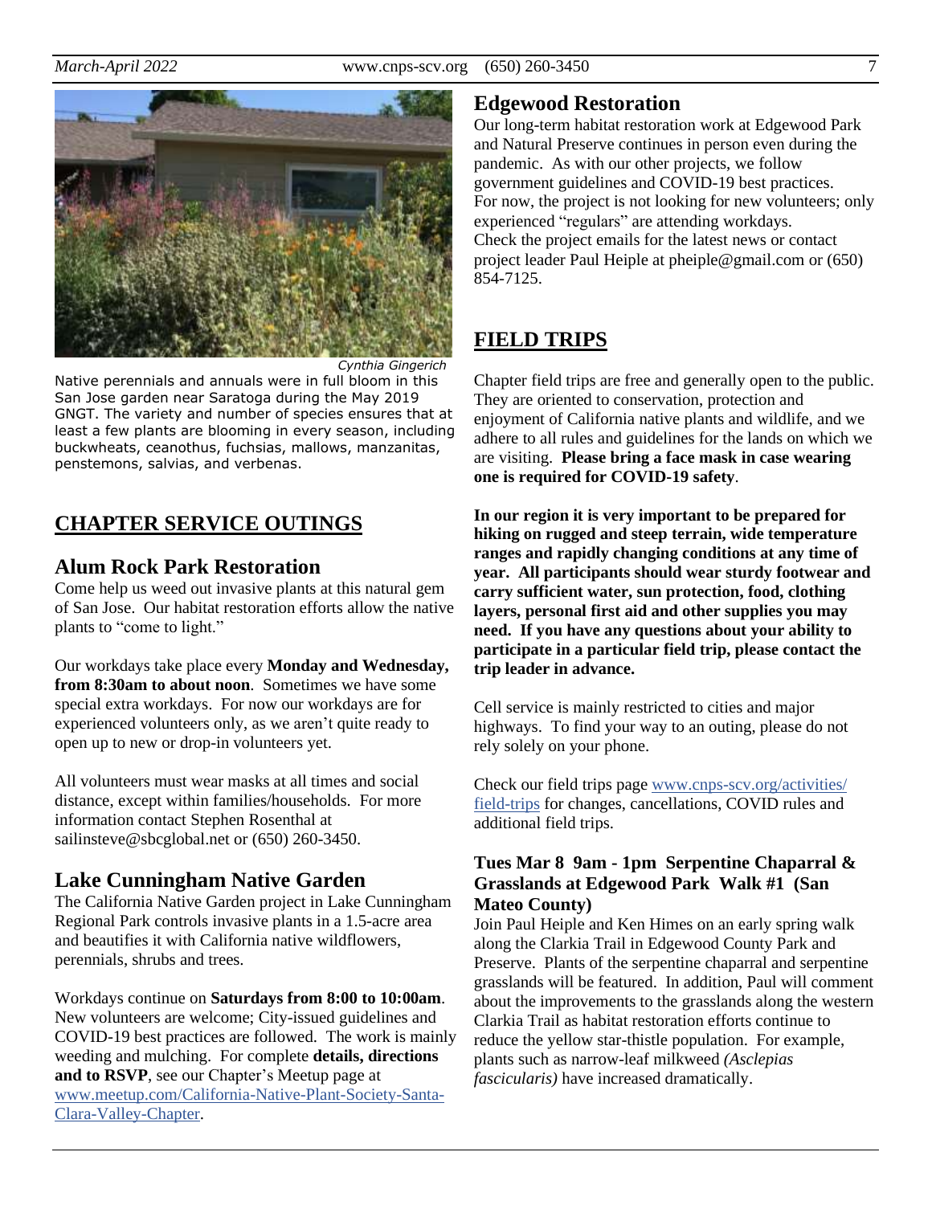Cynthia Gingerich

Native perennials and annuals were in full bloom in this San Jose garden near Saratoga during the May 2019 GNGT. The variety and number of species ensures that at least a few plants are blooming in every season, including buckwheats, ceanothus, fuchsias, mallows, manzanitas, penstemons, salvias, and verbenas.

## CHAPTER SERVICE OUTINGS

### Alum Rock Park Restoration

Come help us weed out invasive plants at this natural gem of San Jose. Our habitat restoration efforts allow the native plants to "come to light."

Our workdays take place every **Monday and Wednesday, from 8:30am to about noon**. Sometimes we have some special extra workdays. For now our workdays are for experienced volunteers only, as we aren't quite ready to open up to new or drop-in volunteers yet.

All volunteers must wear masks at all times and social distance, except within families/households. For more information contact Stephen Rosenthal at sailinsteve@sbcglobal.net or (650) 260-3450.

### Lake Cunningham Native Garden

The California Native Garden project in Lake Cunningham Regional Park controls invasive plants in a 1.5-acre area and beautifies it with California native wildflowers, perennials, shrubs and trees.

Workdays continue on **Saturdays from 8:00 to 10:00am**. New volunteers are welcome; City-issued guidelines and COVID-19 best practices are followed. The work is mainly weeding and mulching. For complete **details, directions and to RSVP**, see our Chapter's Meetup page at www.meetup.com/California-Native-Plant-Society-Santa-Clara-Valley-Chapter.

### Edgewood Restoration

Our long-term habitat restoration work at Edgewood Park and Natural Preserve continues in person even during the pandemic. As with our other projects, we follow government guidelines and COVID-19 best practices. For now, the project is not looking for new volunteers; only experienced "regulars" are attending workdays. Check the project emails for the latest news or contact project leader Paul Heiple at pheiple@gmail.com or (650) 854-7125.

## FIELD TRIPS

Chapter field trips are free and generally open to the public. They are oriented to conservation, protection and enjoyment of California native plants and wildlife, and we adhere to all rules and guidelines for the lands on which we are visiting. **Please bring a face mask in case wearing one is required for COVID-19 safety**.

**In our region it is very important to be prepared for hiking on rugged and steep terrain, wide temperature ranges and rapidly changing conditions at any time of year. All participants should wear sturdy footwear and carry sufficient water, sun protection, food, clothing layers, personal first aid and other supplies you may need. If you have any questions about your ability to participate in a particular field trip, please contact the trip leader in advance.**

Cell service is mainly restricted to cities and major highways. To find your way to an outing, please do not rely solely on your phone.

Check our field trips page www.cnps-scv.org/activities/field-trips for changes, cancellations, COVID rules and additional field trips.

#### Tues Mar 8 9am - 1pm Serpentine Chaparral & Grasslands at Edgewood Park Walk #1 (San Mateo County)

Join Paul Heiple and Ken Himes on an early spring walk along the Clarkia Trail in Edgewood County Park and Preserve. Plants of the serpentine chaparral and serpentine grasslands will be featured. In addition, Paul will comment about the improvements to the grasslands along the western Clarkia Trail as habitat restoration efforts continue to reduce the yellow star-thistle population. For example, plants such as narrow-leaf milkweed *(Asclepias fascicularis)* have increased dramatically.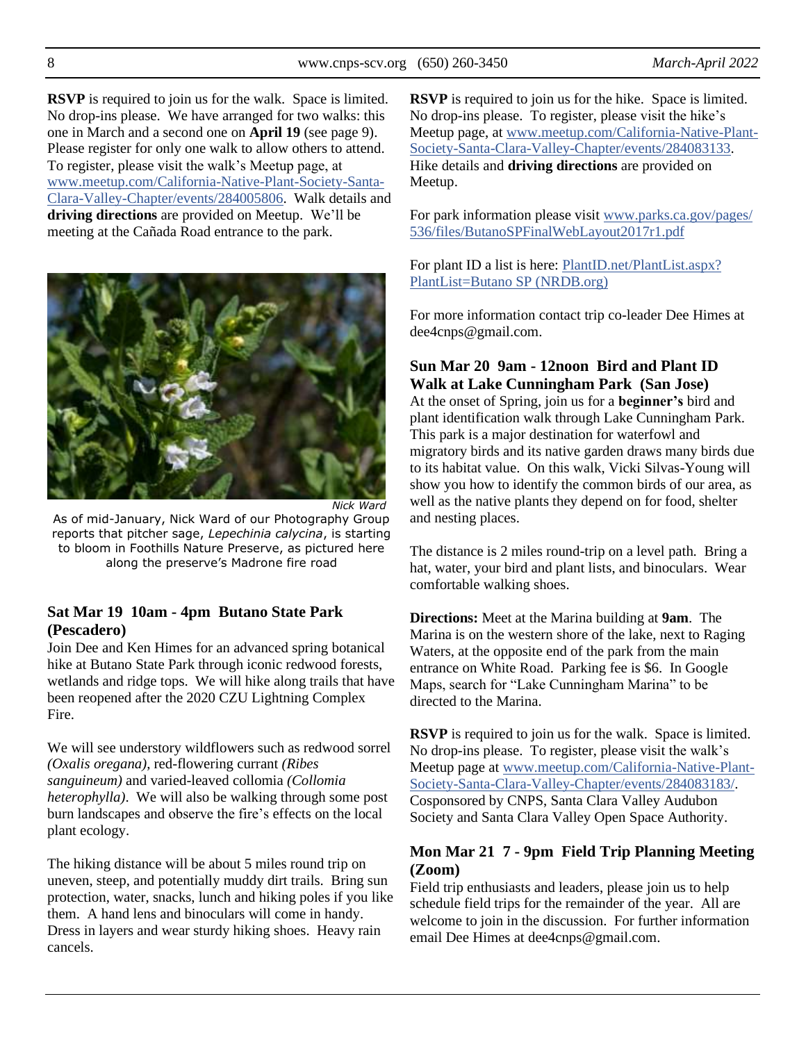**RSVP** is required to join us for the walk. Space is limited. No drop-ins please. We have arranged for two walks: this one in March and a second one on **April 19** (see page 9). Please register for only one walk to allow others to attend. To register, please visit the walk's Meetup page, at www.meetup.com/California-Native-Plant-Society-Santa-Clara-Valley-Chapter/events/284005806. Walk details and **driving directions** are provided on Meetup. We'll be meeting at the Cañada Road entrance to the park.

*Nick Ward*

As of mid-January, Nick Ward of our Photography Group reports that pitcher sage, *Lepechinia calycina*, is starting to bloom in Foothills Nature Preserve, as pictured here along the preserve's Madrone fire road

### Sat Mar 19 10am - 4pm Butano State Park (Pescadero)

Join Dee and Ken Himes for an advanced spring botanical hike at Butano State Park through iconic redwood forests, wetlands and ridge tops. We will hike along trails that have been reopened after the 2020 CZU Lightning Complex Fire.

We will see understory wildflowers such as redwood sorrel *(Oxalis oregana)*, red-flowering currant *(Ribes sanguineum)* and varied-leaved collomia *(Collomia heterophylla)*. We will also be walking through some post burn landscapes and observe the fire's effects on the local plant ecology.

The hiking distance will be about 5 miles round trip on uneven, steep, and potentially muddy dirt trails. Bring sun protection, water, snacks, lunch and hiking poles if you like them. A hand lens and binoculars will come in handy. Dress in layers and wear sturdy hiking shoes. Heavy rain cancels.

**RSVP** is required to join us for the hike. Space is limited. No drop-ins please. To register, please visit the hike's Meetup page, at www.meetup.com/California-Native-Plant-Society-Santa-Clara-Valley-Chapter/events/284083133. Hike details and **driving directions** are provided on Meetup.

For park information please visit www.parks.ca.gov/pages/536/files/ButanoSPFinalWebLayout2017r1.pdf

For plant ID a list is here: PlantID.net/PlantList.aspx?PlantList=Butano SP (NRDB.org)

For more information contact trip co-leader Dee Himes at dee4cnps@gmail.com.

### Sun Mar 20 9am - 12noon Bird and Plant ID Walk at Lake Cunningham Park (San Jose)

At the onset of Spring, join us for a **beginner's** bird and plant identification walk through Lake Cunningham Park. This park is a major destination for waterfowl and migratory birds and its native garden draws many birds due to its habitat value. On this walk, Vicki Silvas-Young will show you how to identify the common birds of our area, as well as the native plants they depend on for food, shelter and nesting places.

The distance is 2 miles round-trip on a level path. Bring a hat, water, your bird and plant lists, and binoculars. Wear comfortable walking shoes.

**Directions:** Meet at the Marina building at **9am**. The Marina is on the western shore of the lake, next to Raging Waters, at the opposite end of the park from the main entrance on White Road. Parking fee is $6. In Google Maps, search for "Lake Cunningham Marina" to be directed to the Marina.

**RSVP** is required to join us for the walk. Space is limited. No drop-ins please. To register, please visit the walk's Meetup page at www.meetup.com/California-Native-Plant-Society-Santa-Clara-Valley-Chapter/events/284083183/. Cosponsored by CNPS, Santa Clara Valley Audubon Society and Santa Clara Valley Open Space Authority.

### Mon Mar 21 7 - 9pm Field Trip Planning Meeting (Zoom)

Field trip enthusiasts and leaders, please join us to help schedule field trips for the remainder of the year. All are welcome to join in the discussion. For further information email Dee Himes at dee4cnps@gmail.com.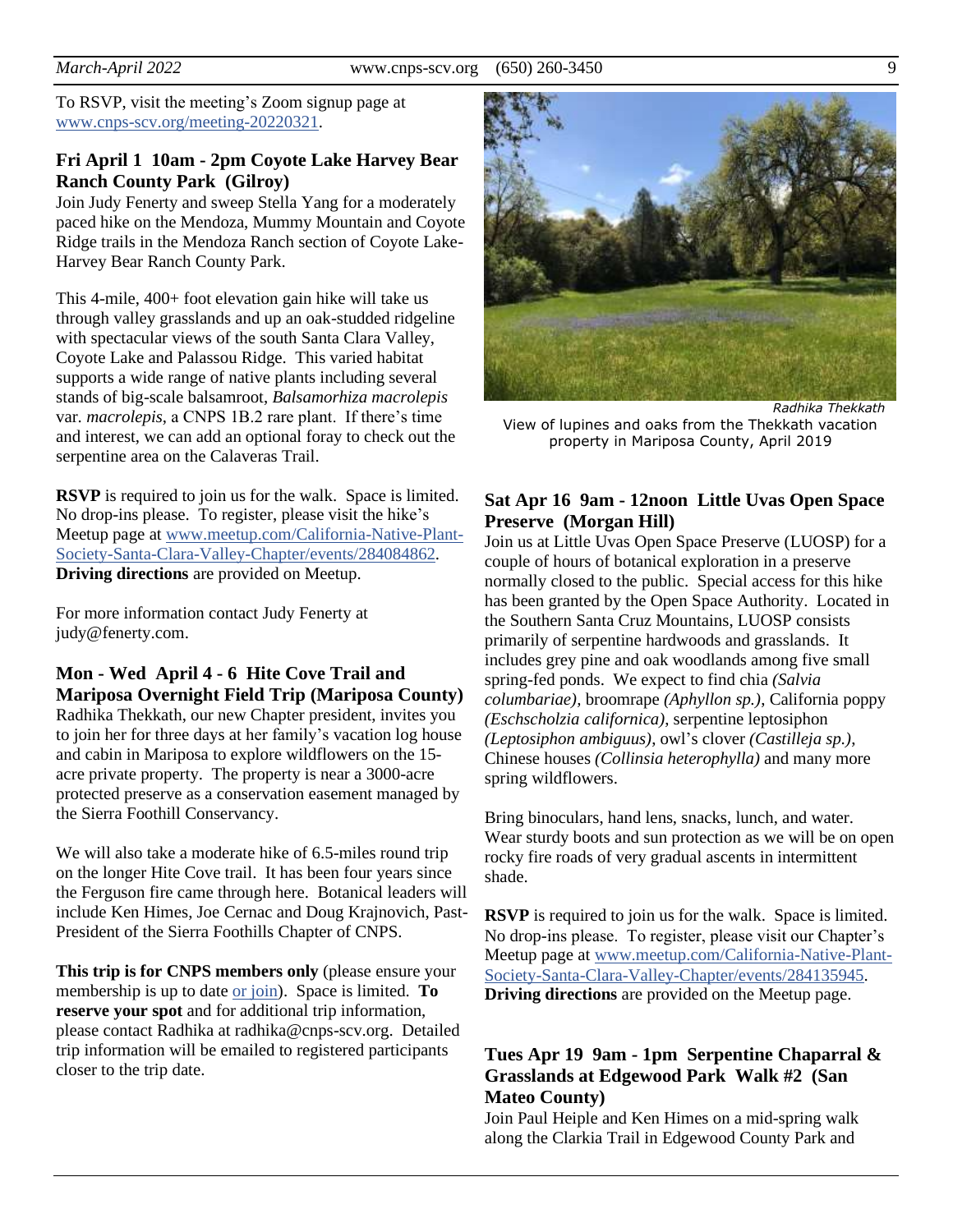To RSVP, visit the meeting's Zoom signup page at www.cnps-scv.org/meeting-20220321.

### Fri April 1 10am - 2pm Coyote Lake Harvey Bear Ranch County Park (Gilroy)

Join Judy Fenerty and sweep Stella Yang for a moderately paced hike on the Mendoza, Mummy Mountain and Coyote Ridge trails in the Mendoza Ranch section of Coyote Lake-Harvey Bear Ranch County Park.

This 4-mile, 400+ foot elevation gain hike will take us through valley grasslands and up an oak-studded ridgeline with spectacular views of the south Santa Clara Valley, Coyote Lake and Palassou Ridge. This varied habitat supports a wide range of native plants including several stands of big-scale balsamroot, *Balsamorhiza macrolepis* var. *macrolepis*, a CNPS 1B.2 rare plant. If there's time and interest, we can add an optional foray to check out the serpentine area on the Calaveras Trail.

**RSVP** is required to join us for the walk. Space is limited. No drop-ins please. To register, please visit the hike's Meetup page at www.meetup.com/California-Native-Plant-Society-Santa-Clara-Valley-Chapter/events/284084862. **Driving directions** are provided on Meetup.

For more information contact Judy Fenerty at judy@fenerty.com.

### Mon - Wed April 4 - 6 Hite Cove Trail and Mariposa Overnight Field Trip (Mariposa County)

Radhika Thekkath, our new Chapter president, invites you to join her for three days at her family's vacation log house and cabin in Mariposa to explore wildflowers on the 15-acre private property. The property is near a 3000-acre protected preserve as a conservation easement managed by the Sierra Foothill Conservancy.

We will also take a moderate hike of 6.5-miles round trip on the longer Hite Cove trail. It has been four years since the Ferguson fire came through here. Botanical leaders will include Ken Himes, Joe Cernac and Doug Krajnovich, Past-President of the Sierra Foothills Chapter of CNPS.

**This trip is for CNPS members only** (please ensure your membership is up to date or join). Space is limited. **To reserve your spot** and for additional trip information, please contact Radhika at radhika@cnps-scv.org. Detailed trip information will be emailed to registered participants closer to the trip date.

*Radhika Thekkath*

View of lupines and oaks from the Thekkath vacation property in Mariposa County, April 2019

### Sat Apr 16 9am - 12noon Little Uvas Open Space Preserve (Morgan Hill)

Join us at Little Uvas Open Space Preserve (LUOSP) for a couple of hours of botanical exploration in a preserve normally closed to the public. Special access for this hike has been granted by the Open Space Authority. Located in the Southern Santa Cruz Mountains, LUOSP consists primarily of serpentine hardwoods and grasslands. It includes grey pine and oak woodlands among five small spring-fed ponds. We expect to find chia *(Salvia columbariae)*, broomrape *(Aphyllon sp.)*, California poppy *(Eschscholzia californica)*, serpentine leptosiphon *(Leptosiphon ambiguus)*, owl's clover *(Castilleja sp.)*, Chinese houses *(Collinsia heterophylla)* and many more spring wildflowers.

Bring binoculars, hand lens, snacks, lunch, and water. Wear sturdy boots and sun protection as we will be on open rocky fire roads of very gradual ascents in intermittent shade.

**RSVP** is required to join us for the walk. Space is limited. No drop-ins please. To register, please visit our Chapter's Meetup page at www.meetup.com/California-Native-Plant-Society-Santa-Clara-Valley-Chapter/events/284135945. **Driving directions** are provided on the Meetup page.

### Tues Apr 19 9am - 1pm Serpentine Chaparral & Grasslands at Edgewood Park Walk #2 (San Mateo County)

Join Paul Heiple and Ken Himes on a mid-spring walk along the Clarkia Trail in Edgewood County Park and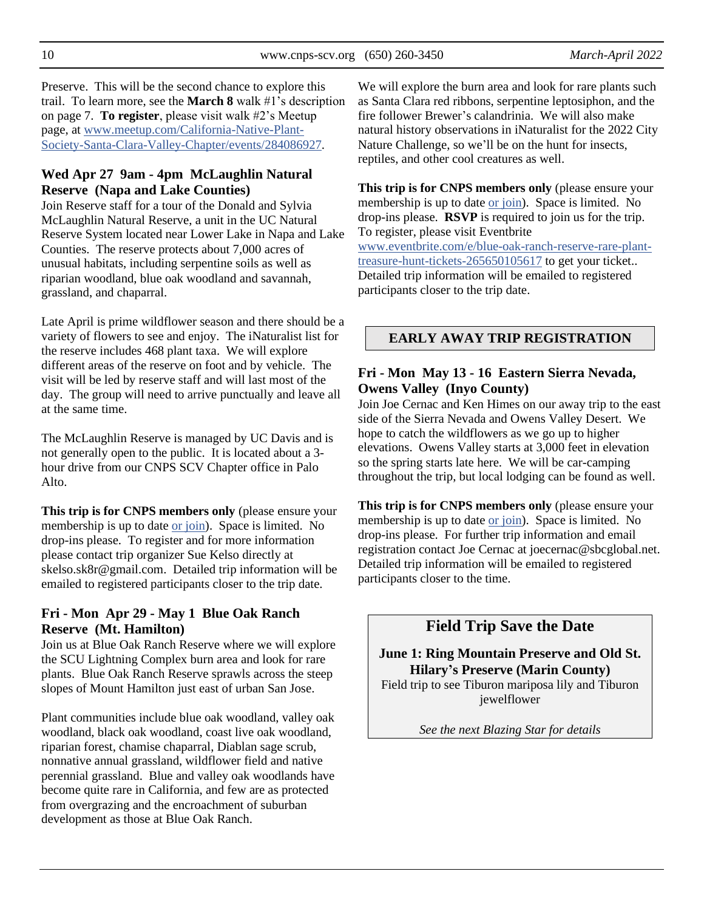Preserve. This will be the second chance to explore this trail. To learn more, see the **March 8** walk #1's description on page 7. **To register**, please visit walk #2's Meetup page, at www.meetup.com/California-Native-Plant-Society-Santa-Clara-Valley-Chapter/events/284086927.

### Wed Apr 27 9am - 4pm McLaughlin Natural Reserve (Napa and Lake Counties)

Join Reserve staff for a tour of the Donald and Sylvia McLaughlin Natural Reserve, a unit in the UC Natural Reserve System located near Lower Lake in Napa and Lake Counties. The reserve protects about 7,000 acres of unusual habitats, including serpentine soils as well as riparian woodland, blue oak woodland and savannah, grassland, and chaparral.

Late April is prime wildflower season and there should be a variety of flowers to see and enjoy. The iNaturalist list for the reserve includes 468 plant taxa. We will explore different areas of the reserve on foot and by vehicle. The visit will be led by reserve staff and will last most of the day. The group will need to arrive punctually and leave all at the same time.

The McLaughlin Reserve is managed by UC Davis and is not generally open to the public. It is located about a 3-hour drive from our CNPS SCV Chapter office in Palo Alto.

**This trip is for CNPS members only** (please ensure your membership is up to date or join). Space is limited. No drop-ins please. To register and for more information please contact trip organizer Sue Kelso directly at skelso.sk8r@gmail.com. Detailed trip information will be emailed to registered participants closer to the trip date.

### Fri - Mon Apr 29 - May 1 Blue Oak Ranch Reserve (Mt. Hamilton)

Join us at Blue Oak Ranch Reserve where we will explore the SCU Lightning Complex burn area and look for rare plants. Blue Oak Ranch Reserve sprawls across the steep slopes of Mount Hamilton just east of urban San Jose.

Plant communities include blue oak woodland, valley oak woodland, black oak woodland, coast live oak woodland, riparian forest, chamise chaparral, Diablan sage scrub, nonnative annual grassland, wildflower field and native perennial grassland. Blue and valley oak woodlands have become quite rare in California, and few are as protected from overgrazing and the encroachment of suburban development as those at Blue Oak Ranch.

We will explore the burn area and look for rare plants such as Santa Clara red ribbons, serpentine leptosiphon, and the fire follower Brewer's calandrinia. We will also make natural history observations in iNaturalist for the 2022 City Nature Challenge, so we'll be on the hunt for insects, reptiles, and other cool creatures as well.

**This trip is for CNPS members only** (please ensure your membership is up to date or join). Space is limited. No drop-ins please. **RSVP** is required to join us for the trip. To register, please visit Eventbrite www.eventbrite.com/e/blue-oak-ranch-reserve-rare-plant-treasure-hunt-tickets-265650105617 to get your ticket.. Detailed trip information will be emailed to registered participants closer to the trip date.

## EARLY AWAY TRIP REGISTRATION

### Fri - Mon May 13 - 16 Eastern Sierra Nevada, Owens Valley (Inyo County)

Join Joe Cernac and Ken Himes on our away trip to the east side of the Sierra Nevada and Owens Valley Desert. We hope to catch the wildflowers as we go up to higher elevations. Owens Valley starts at 3,000 feet in elevation so the spring starts late here. We will be car-camping throughout the trip, but local lodging can be found as well.

**This trip is for CNPS members only** (please ensure your membership is up to date or join). Space is limited. No drop-ins please. For further trip information and email registration contact Joe Cernac at joecernac@sbcglobal.net. Detailed trip information will be emailed to registered participants closer to the time.

## Field Trip Save the Date

**June 1: Ring Mountain Preserve and Old St. Hilary's Preserve (Marin County)**

Field trip to see Tiburon mariposa lily and Tiburon jewelflower

*See the next Blazing Star for details*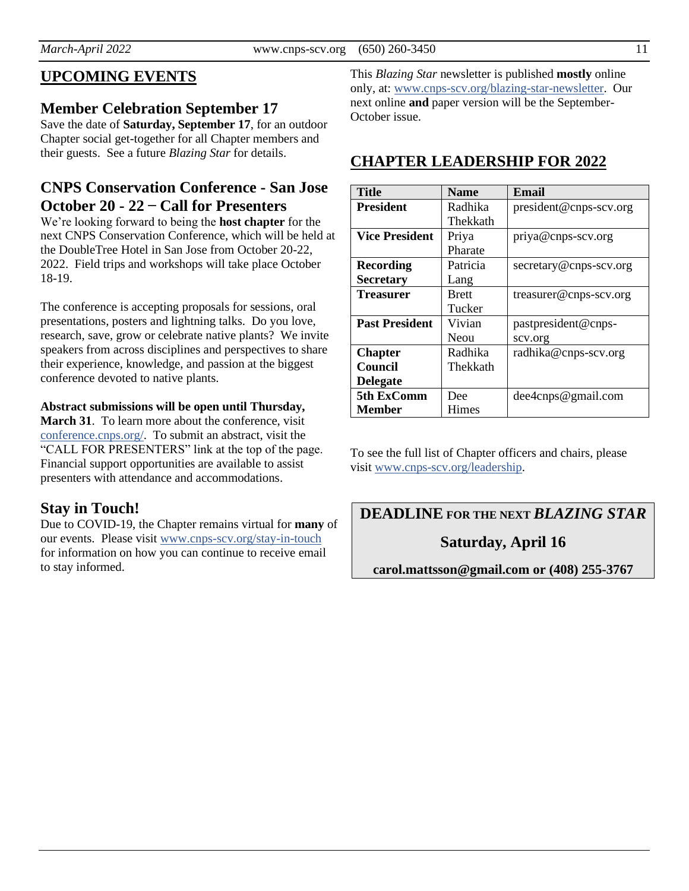## UPCOMING EVENTS

### Member Celebration September 17

Save the date of **Saturday, September 17**, for an outdoor Chapter social get-together for all Chapter members and their guests. See a future *Blazing Star* for details.

### CNPS Conservation Conference - San Jose October 20 - 22 – Call for Presenters

We're looking forward to being the **host chapter** for the next CNPS Conservation Conference, which will be held at the DoubleTree Hotel in San Jose from October 20-22, 2022. Field trips and workshops will take place October 18-19.

The conference is accepting proposals for sessions, oral presentations, posters and lightning talks. Do you love, research, save, grow or celebrate native plants? We invite speakers from across disciplines and perspectives to share their experience, knowledge, and passion at the biggest conference devoted to native plants.

**Abstract submissions will be open until Thursday, March 31**. To learn more about the conference, visit conference.cnps.org/. To submit an abstract, visit the "CALL FOR PRESENTERS" link at the top of the page. Financial support opportunities are available to assist presenters with attendance and accommodations.

### Stay in Touch!

Due to COVID-19, the Chapter remains virtual for **many** of our events. Please visit www.cnps-scv.org/stay-in-touch for information on how you can continue to receive email to stay informed.

This *Blazing Star* newsletter is published **mostly** online only, at: www.cnps-scv.org/blazing-star-newsletter. Our next online **and** paper version will be the September-October issue.

## CHAPTER LEADERSHIP FOR 2022

| Title | Name | Email |
|---|---|---|
| **President** | Radhika Thekkath | president@cnps-scv.org |
| **Vice President** | Priya Pharate | priya@cnps-scv.org |
| **Recording Secretary** | Patricia Lang | secretary@cnps-scv.org |
| **Treasurer** | Brett Tucker | treasurer@cnps-scv.org |
| **Past President** | Vivian Neou | pastpresident@cnps-scv.org |
| **Chapter Council Delegate** | Radhika Thekkath | radhika@cnps-scv.org |
| **5th ExComm Member** | Dee Himes | dee4cnps@gmail.com |

To see the full list of Chapter officers and chairs, please visit www.cnps-scv.org/leadership.

**DEADLINE FOR THE NEXT *BLAZING STAR***

**Saturday, April 16**

**carol.mattsson@gmail.com or (408) 255-3767**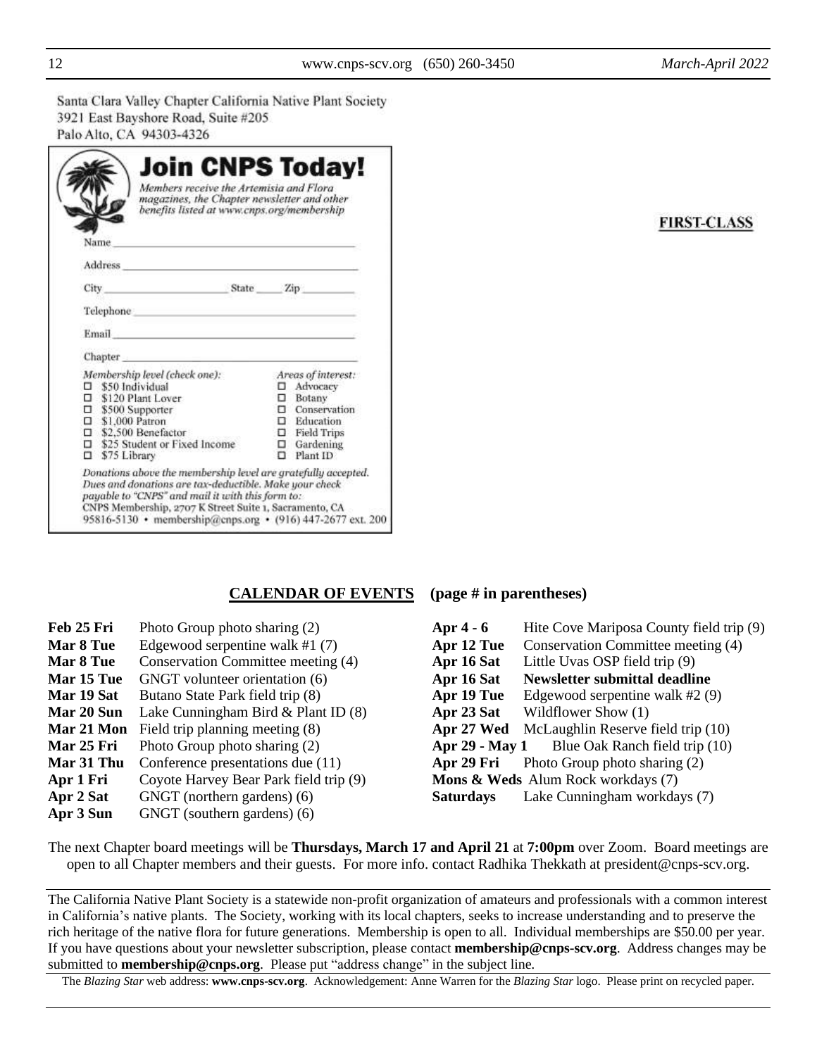Santa Clara Valley Chapter California Native Plant Society
3921 East Bayshore Road, Suite #205
Palo Alto, CA 94303-4326

FIRST-CLASS

## Join CNPS Today!

*Members receive the Artemisia and Flora magazines, the Chapter newsletter and other benefits listed at www.cnps.org/membership*

Name ______________________

Address ______________________

City ____________ State ____ Zip ______

Telephone ______________________

Email ______________________

Chapter ______________________

*Membership level (check one):*

- ☐ $50 Individual
- ☐ $120 Plant Lover
- ☐ $500 Supporter
- ☐ $1,000 Patron
- ☐ $2,500 Benefactor
- ☐ $25 Student or Fixed Income
- ☐ $75 Library

*Areas of interest:*

- ☐ Advocacy
- ☐ Botany
- ☐ Conservation
- ☐ Education
- ☐ Field Trips
- ☐ Gardening
- ☐ Plant ID

*Donations above the membership level are gratefully accepted. Dues and donations are tax-deductible. Make your check payable to "CNPS" and mail it with this form to:*
CNPS Membership, 2707 K Street Suite 1, Sacramento, CA 95816-5130 • membership@cnps.org • (916) 447-2677 ext. 200

## CALENDAR OF EVENTS (page # in parentheses)

| | |
|---|---|
| **Feb 25 Fri** | Photo Group photo sharing (2) |
| **Mar 8 Tue** | Edgewood serpentine walk #1 (7) |
| **Mar 8 Tue** | Conservation Committee meeting (4) |
| **Mar 15 Tue** | GNGT volunteer orientation (6) |
| **Mar 19 Sat** | Butano State Park field trip (8) |
| **Mar 20 Sun** | Lake Cunningham Bird & Plant ID (8) |
| **Mar 21 Mon** | Field trip planning meeting (8) |
| **Mar 25 Fri** | Photo Group photo sharing (2) |
| **Mar 31 Thu** | Conference presentations due (11) |
| **Apr 1 Fri** | Coyote Harvey Bear Park field trip (9) |
| **Apr 2 Sat** | GNGT (northern gardens) (6) |
| **Apr 3 Sun** | GNGT (southern gardens) (6) |
| **Apr 4 - 6** | Hite Cove Mariposa County field trip (9) |
| **Apr 12 Tue** | Conservation Committee meeting (4) |
| **Apr 16 Sat** | Little Uvas OSP field trip (9) |
| **Apr 16 Sat** | **Newsletter submittal deadline** |
| **Apr 19 Tue** | Edgewood serpentine walk #2 (9) |
| **Apr 23 Sat** | Wildflower Show (1) |
| **Apr 27 Wed** | McLaughlin Reserve field trip (10) |
| **Apr 29 - May 1** | Blue Oak Ranch field trip (10) |
| **Apr 29 Fri** | Photo Group photo sharing (2) |
| **Mons & Weds** | Alum Rock workdays (7) |
| **Saturdays** | Lake Cunningham workdays (7) |

The next Chapter board meetings will be **Thursdays, March 17 and April 21** at **7:00pm** over Zoom. Board meetings are open to all Chapter members and their guests. For more info. contact Radhika Thekkath at president@cnps-scv.org.

The California Native Plant Society is a statewide non-profit organization of amateurs and professionals with a common interest in California's native plants. The Society, working with its local chapters, seeks to increase understanding and to preserve the rich heritage of the native flora for future generations. Membership is open to all. Individual memberships are $50.00 per year. If you have questions about your newsletter subscription, please contact **membership@cnps-scv.org**. Address changes may be submitted to **membership@cnps.org**. Please put "address change" in the subject line.

The *Blazing Star* web address: **www.cnps-scv.org**. Acknowledgement: Anne Warren for the *Blazing Star* logo. Please print on recycled paper.